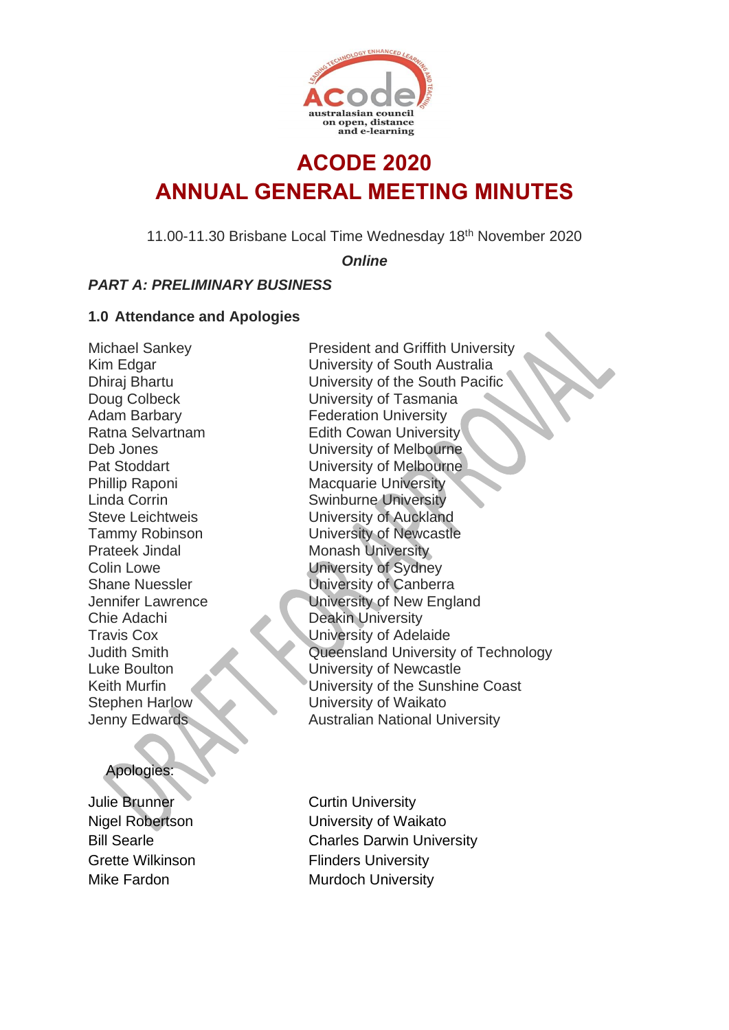# ACODE 2020
# ANNUAL GENERAL MEETING MINUTES

11.00-11.30 Brisbane Local Time Wednesday 18th November 2020

***Online***

### *PART A: PRELIMINARY BUSINESS*

### 1.0 Attendance and Apologies

| | |
|---|---|
| Michael Sankey | President and Griffith University |
| Kim Edgar | University of South Australia |
| Dhiraj Bhartu | University of the South Pacific |
| Doug Colbeck | University of Tasmania |
| Adam Barbary | Federation University |
| Ratna Selvartnam | Edith Cowan University |
| Deb Jones | University of Melbourne |
| Pat Stoddart | University of Melbourne |
| Phillip Raponi | Macquarie University |
| Linda Corrin | Swinburne University |
| Steve Leichtweis | University of Auckland |
| Tammy Robinson | University of Newcastle |
| Prateek Jindal | Monash University |
| Colin Lowe | University of Sydney |
| Shane Nuessler | University of Canberra |
| Jennifer Lawrence | University of New England |
| Chie Adachi | Deakin University |
| Travis Cox | University of Adelaide |
| Judith Smith | Queensland University of Technology |
| Luke Boulton | University of Newcastle |
| Keith Murfin | University of the Sunshine Coast |
| Stephen Harlow | University of Waikato |
| Jenny Edwards | Australian National University |

Apologies:

| | |
|---|---|
| Julie Brunner | Curtin University |
| Nigel Robertson | University of Waikato |
| Bill Searle | Charles Darwin University |
| Grette Wilkinson | Flinders University |
| Mike Fardon | Murdoch University |

DRAFT FOR APPROVAL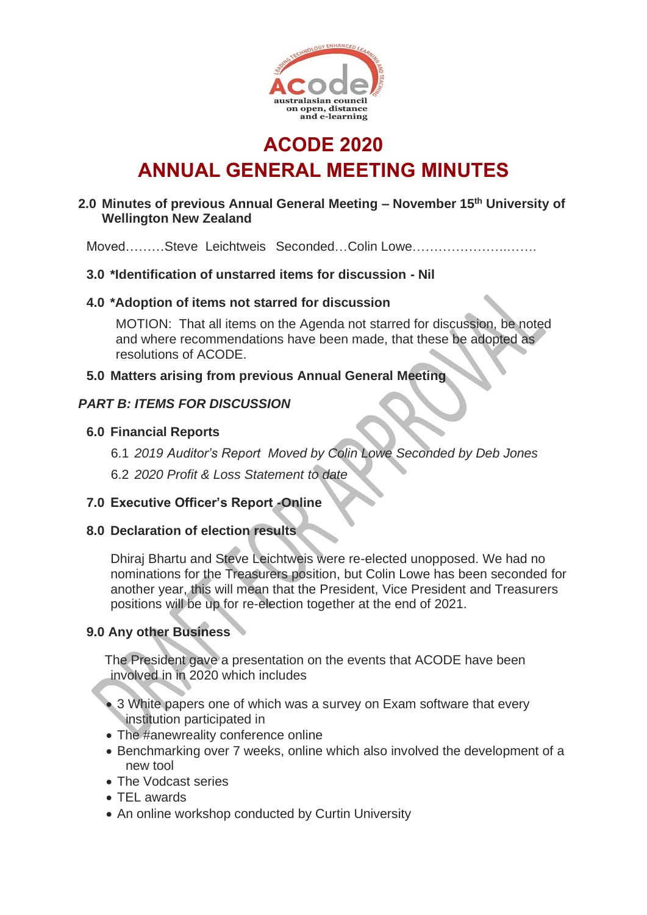# ACODE 2020

# ANNUAL GENERAL MEETING MINUTES

### 2.0 Minutes of previous Annual General Meeting – November 15th University of Wellington New Zealand

Moved………Steve Leichtweis Seconded…Colin Lowe……………………..…….

### 3.0 *Identification of unstarred items for discussion - Nil

### 4.0 *Adoption of items not starred for discussion

MOTION: That all items on the Agenda not starred for discussion, be noted and where recommendations have been made, that these be adopted as resolutions of ACODE.

### 5.0 Matters arising from previous Annual General Meeting

## *PART B: ITEMS FOR DISCUSSION*

### 6.0 Financial Reports

6.1 *2019 Auditor's Report Moved by Colin Lowe Seconded by Deb Jones*

6.2 *2020 Profit & Loss Statement to date*

### 7.0 Executive Officer's Report -Online

### 8.0 Declaration of election results

Dhiraj Bhartu and Steve Leichtweis were re-elected unopposed. We had no nominations for the Treasurers position, but Colin Lowe has been seconded for another year, this will mean that the President, Vice President and Treasurers positions will be up for re-election together at the end of 2021.

### 9.0 Any other Business

The President gave a presentation on the events that ACODE have been involved in in 2020 which includes

- 3 White papers one of which was a survey on Exam software that every institution participated in
- The #anewreality conference online
- Benchmarking over 7 weeks, online which also involved the development of a new tool
- The Vodcast series
- TEL awards
- An online workshop conducted by Curtin University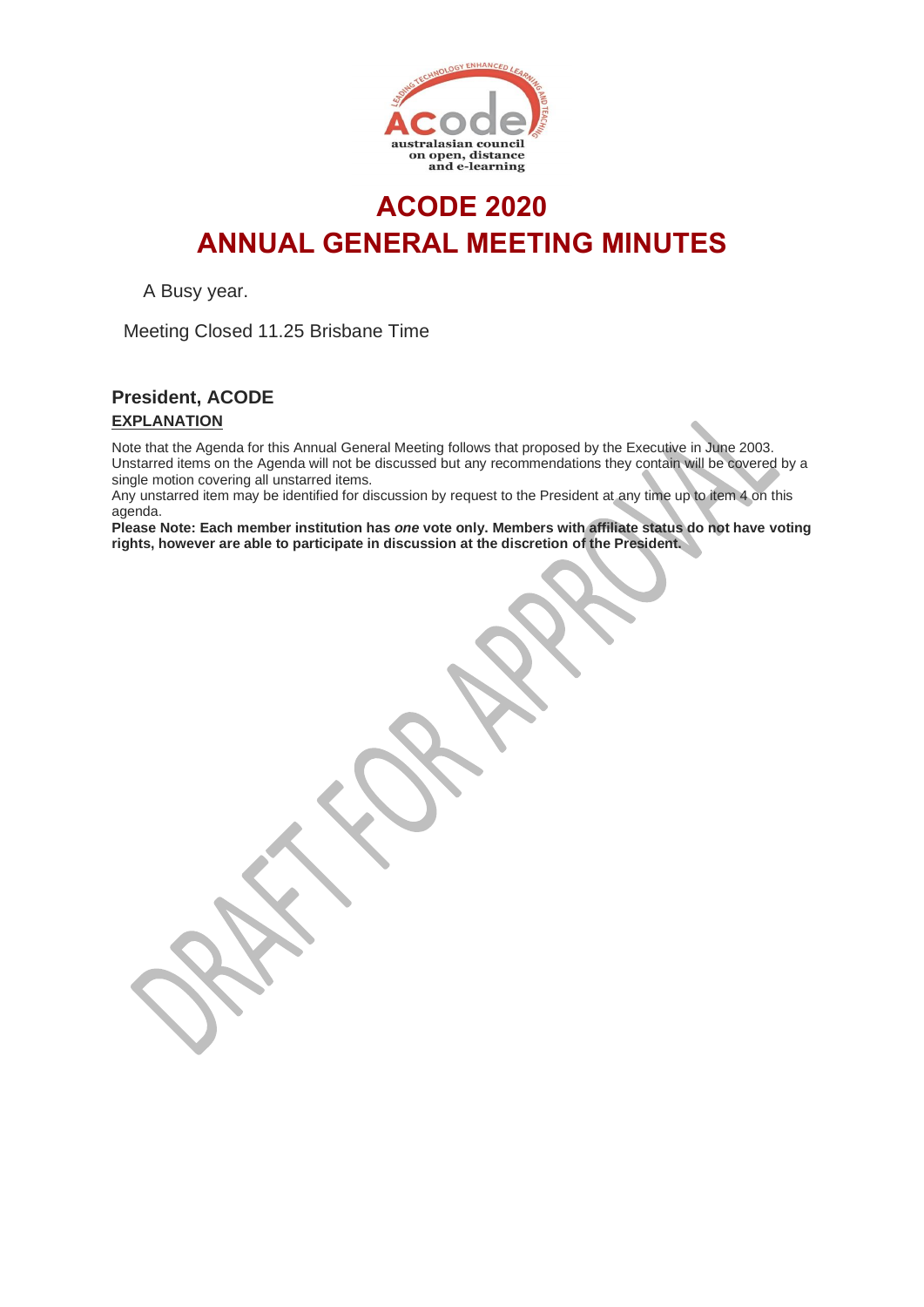# ACODE 2020
# ANNUAL GENERAL MEETING MINUTES

A Busy year.

Meeting Closed 11.25 Brisbane Time

### President, ACODE

**EXPLANATION**

Note that the Agenda for this Annual General Meeting follows that proposed by the Executive in June 2003. Unstarred items on the Agenda will not be discussed but any recommendations they contain will be covered by a single motion covering all unstarred items.

Any unstarred item may be identified for discussion by request to the President at any time up to item 4 on this agenda.

**Please Note: Each member institution has *one* vote only. Members with affiliate status do not have voting rights, however are able to participate in discussion at the discretion of the President.**